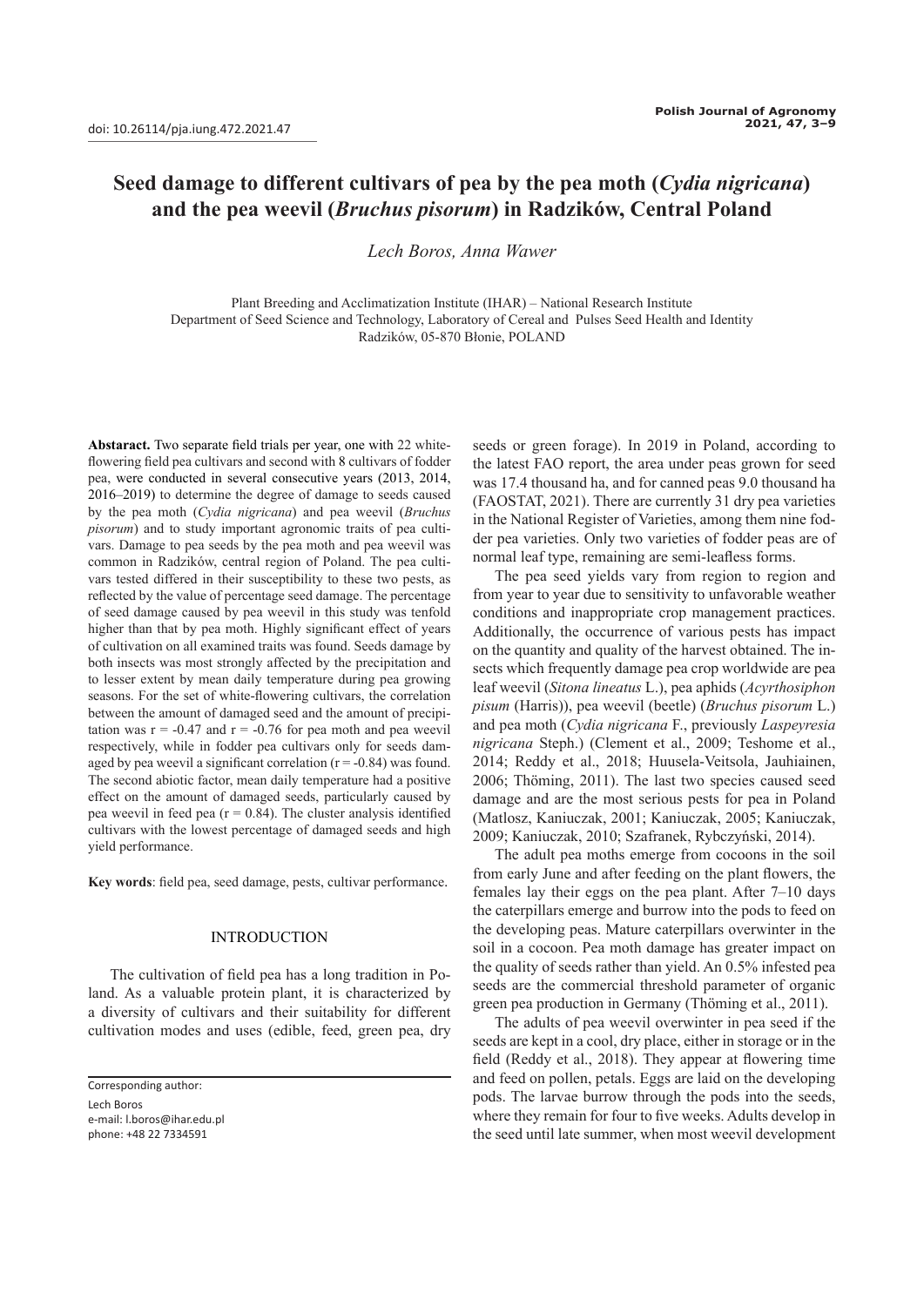doi: 10.26114/pja.iung.472.2021.47

# Seed damage to different cultivars of pea by the pea moth (*Cydia nigricana*) and the pea weevil (*Bruchus pisorum*) in Radzików, Central Poland

*Lech Boros, Anna Wawer*

Plant Breeding and Acclimatization Institute (IHAR) – National Research Institute
Department of Seed Science and Technology, Laboratory of Cereal and Pulses Seed Health and Identity
Radzików, 05-870 Błonie, POLAND

**Abstaract.** Two separate field trials per year, one with 22 white-flowering field pea cultivars and second with 8 cultivars of fodder pea, were conducted in several consecutive years (2013, 2014, 2016–2019) to determine the degree of damage to seeds caused by the pea moth (*Cydia nigricana*) and pea weevil (*Bruchus pisorum*) and to study important agronomic traits of pea cultivars. Damage to pea seeds by the pea moth and pea weevil was common in Radzików, central region of Poland. The pea cultivars tested differed in their susceptibility to these two pests, as reflected by the value of percentage seed damage. The percentage of seed damage caused by pea weevil in this study was tenfold higher than that by pea moth. Highly significant effect of years of cultivation on all examined traits was found. Seeds damage by both insects was most strongly affected by the precipitation and to lesser extent by mean daily temperature during pea growing seasons. For the set of white-flowering cultivars, the correlation between the amount of damaged seed and the amount of precipitation was r = -0.47 and r = -0.76 for pea moth and pea weevil respectively, while in fodder pea cultivars only for seeds damaged by pea weevil a significant correlation (r = -0.84) was found. The second abiotic factor, mean daily temperature had a positive effect on the amount of damaged seeds, particularly caused by pea weevil in feed pea (r = 0.84). The cluster analysis identified cultivars with the lowest percentage of damaged seeds and high yield performance.

**Key words**: field pea, seed damage, pests, cultivar performance.

## INTRODUCTION

The cultivation of field pea has a long tradition in Poland. As a valuable protein plant, it is characterized by a diversity of cultivars and their suitability for different cultivation modes and uses (edible, feed, green pea, dry seeds or green forage). In 2019 in Poland, according to the latest FAO report, the area under peas grown for seed was 17.4 thousand ha, and for canned peas 9.0 thousand ha (FAOSTAT, 2021). There are currently 31 dry pea varieties in the National Register of Varieties, among them nine fodder pea varieties. Only two varieties of fodder peas are of normal leaf type, remaining are semi-leafless forms.

The pea seed yields vary from region to region and from year to year due to sensitivity to unfavorable weather conditions and inappropriate crop management practices. Additionally, the occurrence of various pests has impact on the quantity and quality of the harvest obtained. The insects which frequently damage pea crop worldwide are pea leaf weevil (*Sitona lineatus* L.), pea aphids (*Acyrthosiphon pisum* (Harris)), pea weevil (beetle) (*Bruchus pisorum* L.) and pea moth (*Cydia nigricana* F., previously *Laspeyresia nigricana* Steph.) (Clement et al., 2009; Teshome et al., 2014; Reddy et al., 2018; Huusela-Veitsola, Jauhiainen, 2006; Thöming, 2011). The last two species caused seed damage and are the most serious pests for pea in Poland (Matlosz, Kaniuczak, 2001; Kaniuczak, 2005; Kaniuczak, 2009; Kaniuczak, 2010; Szafranek, Rybczyński, 2014).

The adult pea moths emerge from cocoons in the soil from early June and after feeding on the plant flowers, the females lay their eggs on the pea plant. After 7–10 days the caterpillars emerge and burrow into the pods to feed on the developing peas. Mature caterpillars overwinter in the soil in a cocoon. Pea moth damage has greater impact on the quality of seeds rather than yield. An 0.5% infested pea seeds are the commercial threshold parameter of organic green pea production in Germany (Thöming et al., 2011).

The adults of pea weevil overwinter in pea seed if the seeds are kept in a cool, dry place, either in storage or in the field (Reddy et al., 2018). They appear at flowering time and feed on pollen, petals. Eggs are laid on the developing pods. The larvae burrow through the pods into the seeds, where they remain for four to five weeks. Adults develop in the seed until late summer, when most weevil development

Corresponding author:
Lech Boros
e-mail: l.boros@ihar.edu.pl
phone: +48 22 7334591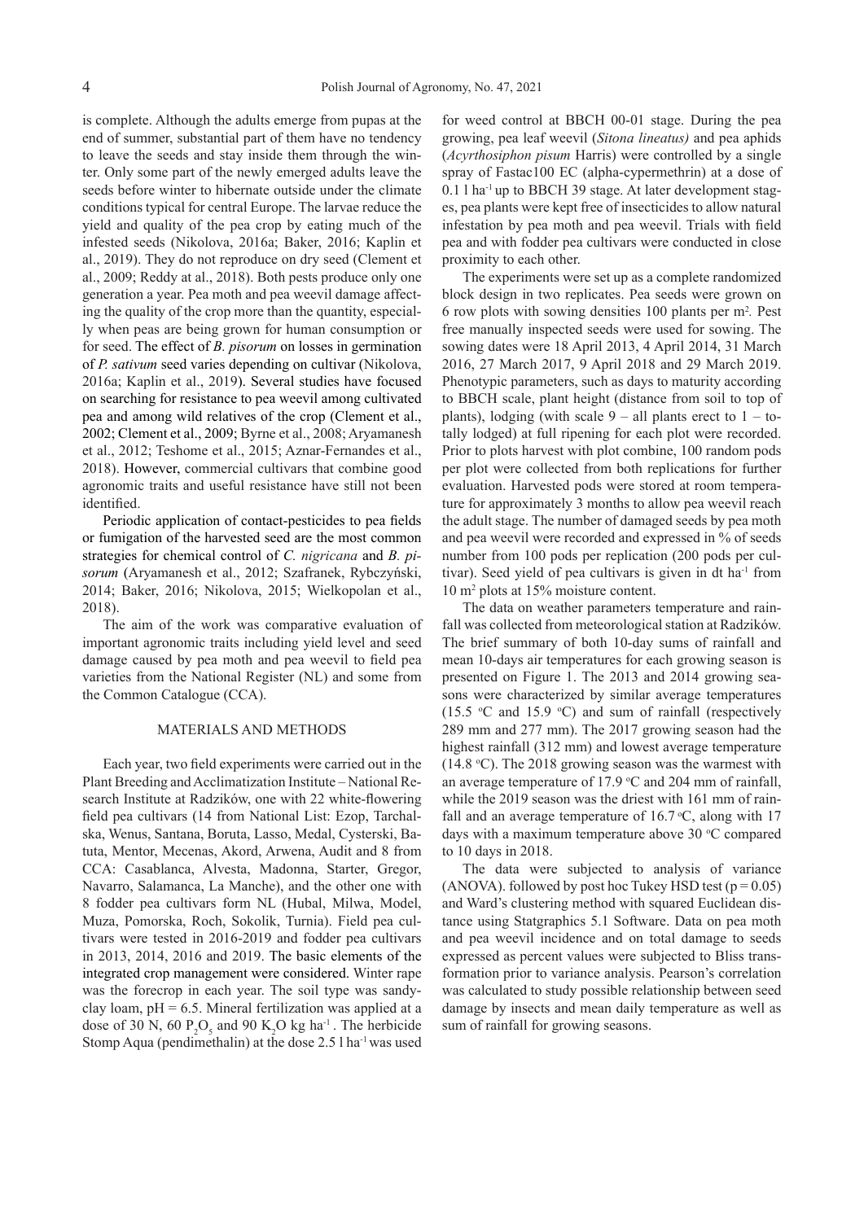is complete. Although the adults emerge from pupas at the end of summer, substantial part of them have no tendency to leave the seeds and stay inside them through the winter. Only some part of the newly emerged adults leave the seeds before winter to hibernate outside under the climate conditions typical for central Europe. The larvae reduce the yield and quality of the pea crop by eating much of the infested seeds (Nikolova, 2016a; Baker, 2016; Kaplin et al., 2019). They do not reproduce on dry seed (Clement et al., 2009; Reddy at al., 2018). Both pests produce only one generation a year. Pea moth and pea weevil damage affecting the quality of the crop more than the quantity, especially when peas are being grown for human consumption or for seed. The effect of *B. pisorum* on losses in germination of *P. sativum* seed varies depending on cultivar (Nikolova, 2016a; Kaplin et al., 2019). Several studies have focused on searching for resistance to pea weevil among cultivated pea and among wild relatives of the crop (Clement et al., 2002; Clement et al., 2009; Byrne et al., 2008; Aryamanesh et al., 2012; Teshome et al., 2015; Aznar-Fernandes et al., 2018). However, commercial cultivars that combine good agronomic traits and useful resistance have still not been identified.

Periodic application of contact-pesticides to pea fields or fumigation of the harvested seed are the most common strategies for chemical control of *C. nigricana* and *B. pisorum* (Aryamanesh et al., 2012; Szafranek, Rybczyński, 2014; Baker, 2016; Nikolova, 2015; Wielkopolan et al., 2018).

The aim of the work was comparative evaluation of important agronomic traits including yield level and seed damage caused by pea moth and pea weevil to field pea varieties from the National Register (NL) and some from the Common Catalogue (CCA).

## MATERIALS AND METHODS

Each year, two field experiments were carried out in the Plant Breeding and Acclimatization Institute – National Research Institute at Radzików, one with 22 white-flowering field pea cultivars (14 from National List: Ezop, Tarchalska, Wenus, Santana, Boruta, Lasso, Medal, Cysterski, Batuta, Mentor, Mecenas, Akord, Arwena, Audit and 8 from CCA: Casablanca, Alvesta, Madonna, Starter, Gregor, Navarro, Salamanca, La Manche), and the other one with 8 fodder pea cultivars form NL (Hubal, Milwa, Model, Muza, Pomorska, Roch, Sokolik, Turnia). Field pea cultivars were tested in 2016-2019 and fodder pea cultivars in 2013, 2014, 2016 and 2019. The basic elements of the integrated crop management were considered. Winter rape was the forecrop in each year. The soil type was sandy-clay loam, pH = 6.5. Mineral fertilization was applied at a dose of 30 N, 60 $P_2O_5$ and 90 $K_2O$ kg ha$^{-1}$. The herbicide Stomp Aqua (pendimethalin) at the dose 2.5 l ha$^{-1}$ was used for weed control at BBCH 00-01 stage. During the pea growing, pea leaf weevil (*Sitona lineatus)* and pea aphids (*Acyrthosiphon pisum* Harris) were controlled by a single spray of Fastac100 EC (alpha-cypermethrin) at a dose of 0.1 l ha$^{-1}$ up to BBCH 39 stage. At later development stages, pea plants were kept free of insecticides to allow natural infestation by pea moth and pea weevil. Trials with field pea and with fodder pea cultivars were conducted in close proximity to each other.

The experiments were set up as a complete randomized block design in two replicates. Pea seeds were grown on 6 row plots with sowing densities 100 plants per m$^2$. Pest free manually inspected seeds were used for sowing. The sowing dates were 18 April 2013, 4 April 2014, 31 March 2016, 27 March 2017, 9 April 2018 and 29 March 2019. Phenotypic parameters, such as days to maturity according to BBCH scale, plant height (distance from soil to top of plants), lodging (with scale 9 – all plants erect to 1 – totally lodged) at full ripening for each plot were recorded. Prior to plots harvest with plot combine, 100 random pods per plot were collected from both replications for further evaluation. Harvested pods were stored at room temperature for approximately 3 months to allow pea weevil reach the adult stage. The number of damaged seeds by pea moth and pea weevil were recorded and expressed in % of seeds number from 100 pods per replication (200 pods per cultivar). Seed yield of pea cultivars is given in dt ha$^{-1}$ from 10 m$^2$ plots at 15% moisture content.

The data on weather parameters temperature and rainfall was collected from meteorological station at Radzików. The brief summary of both 10-day sums of rainfall and mean 10-days air temperatures for each growing season is presented on Figure 1. The 2013 and 2014 growing seasons were characterized by similar average temperatures (15.5 °C and 15.9 °C) and sum of rainfall (respectively 289 mm and 277 mm). The 2017 growing season had the highest rainfall (312 mm) and lowest average temperature (14.8 °C). The 2018 growing season was the warmest with an average temperature of 17.9 °C and 204 mm of rainfall, while the 2019 season was the driest with 161 mm of rainfall and an average temperature of 16.7 °C, along with 17 days with a maximum temperature above 30 °C compared to 10 days in 2018.

The data were subjected to analysis of variance (ANOVA). followed by post hoc Tukey HSD test ($p = 0.05$) and Ward's clustering method with squared Euclidean distance using Statgraphics 5.1 Software. Data on pea moth and pea weevil incidence and on total damage to seeds expressed as percent values were subjected to Bliss transformation prior to variance analysis. Pearson's correlation was calculated to study possible relationship between seed damage by insects and mean daily temperature as well as sum of rainfall for growing seasons.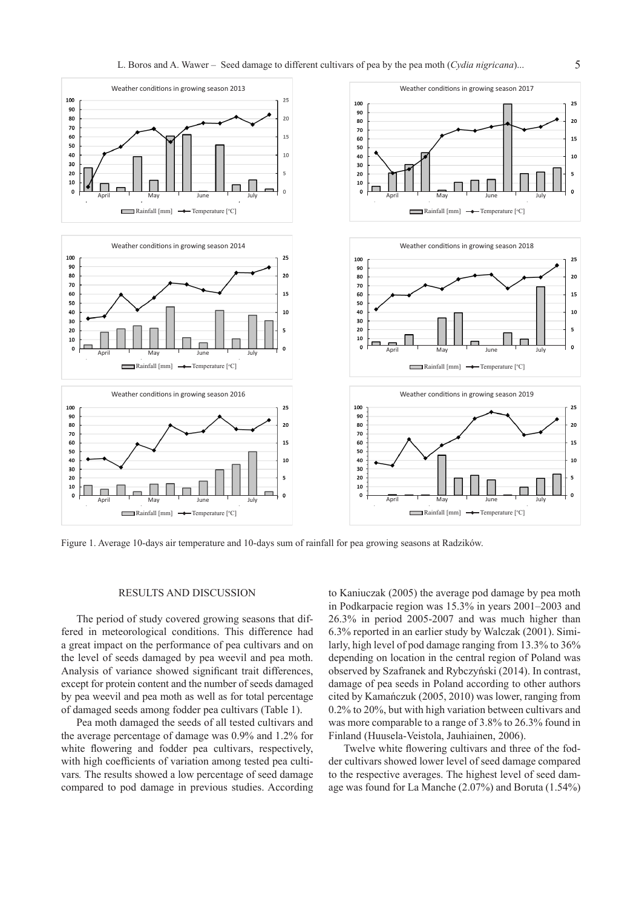Figure 1. Average 10-days air temperature and 10-days sum of rainfall for pea growing seasons at Radzików.

## RESULTS AND DISCUSSION

The period of study covered growing seasons that differed in meteorological conditions. This difference had a great impact on the performance of pea cultivars and on the level of seeds damaged by pea weevil and pea moth. Analysis of variance showed significant trait differences, except for protein content and the number of seeds damaged by pea weevil and pea moth as well as for total percentage of damaged seeds among fodder pea cultivars (Table 1).

Pea moth damaged the seeds of all tested cultivars and the average percentage of damage was 0.9% and 1.2% for white flowering and fodder pea cultivars, respectively, with high coefficients of variation among tested pea cultivars. The results showed a low percentage of seed damage compared to pod damage in previous studies. According to Kaniuczak (2005) the average pod damage by pea moth in Podkarpacie region was 15.3% in years 2001–2003 and 26.3% in period 2005-2007 and was much higher than 6.3% reported in an earlier study by Walczak (2001). Similarly, high level of pod damage ranging from 13.3% to 36% depending on location in the central region of Poland was observed by Szafranek and Rybczyński (2014). In contrast, damage of pea seeds in Poland according to other authors cited by Kamańczuk (2005, 2010) was lower, ranging from 0.2% to 20%, but with high variation between cultivars and was more comparable to a range of 3.8% to 26.3% found in Finland (Huusela-Veistola, Jauhiainen, 2006).

Twelve white flowering cultivars and three of the fodder cultivars showed lower level of seed damage compared to the respective averages. The highest level of seed damage was found for La Manche (2.07%) and Boruta (1.54%)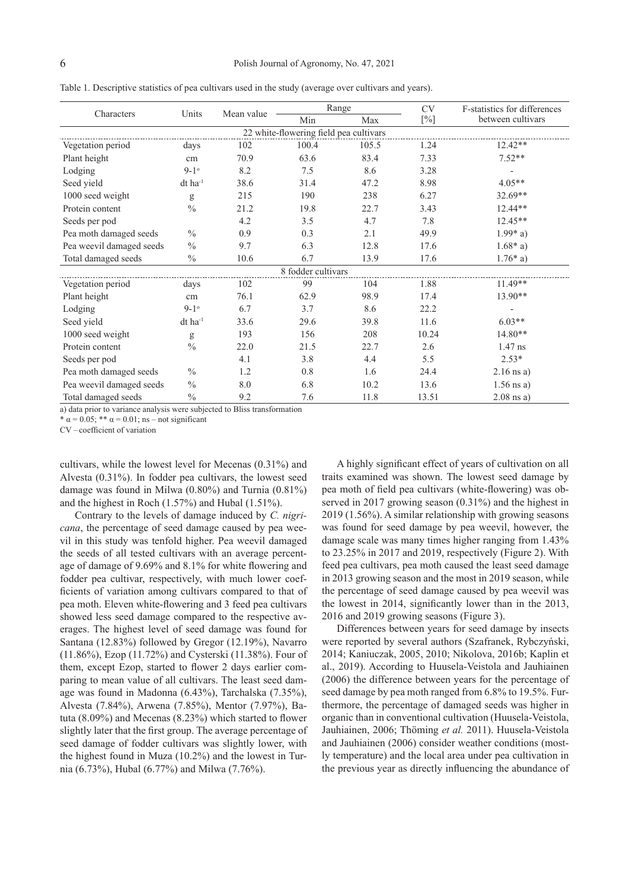Table 1. Descriptive statistics of pea cultivars used in the study (average over cultivars and years).

| Characters | Units | Mean value | Range | | CV | F-statistics for differences between cultivars |
|---|---|---|---|---|---|---|
| | | | Min | Max | [%] | |
| 22 white-flowering field pea cultivars | | | | | | |
| Vegetation period | days | 102 | 100.4 | 105.5 | 1.24 | 12.42** |
| Plant height | cm | 70.9 | 63.6 | 83.4 | 7.33 | 7.52** |
| Lodging | 9-1° | 8.2 | 7.5 | 8.6 | 3.28 | - |
| Seed yield | dt $ha^{-1}$ | 38.6 | 31.4 | 47.2 | 8.98 | 4.05** |
| 1000 seed weight | g | 215 | 190 | 238 | 6.27 | 32.69** |
| Protein content | % | 21.2 | 19.8 | 22.7 | 3.43 | 12.44** |
| Seeds per pod | | 4.2 | 3.5 | 4.7 | 7.8 | 12.45** |
| Pea moth damaged seeds | % | 0.9 | 0.3 | 2.1 | 49.9 | 1.99* a) |
| Pea weevil damaged seeds | % | 9.7 | 6.3 | 12.8 | 17.6 | 1.68* a) |
| Total damaged seeds | % | 10.6 | 6.7 | 13.9 | 17.6 | 1.76* a) |
| 8 fodder cultivars | | | | | | |
| Vegetation period | days | 102 | 99 | 104 | 1.88 | 11.49** |
| Plant height | cm | 76.1 | 62.9 | 98.9 | 17.4 | 13.90** |
| Lodging | 9-1° | 6.7 | 3.7 | 8.6 | 22.2 | - |
| Seed yield | dt $ha^{-1}$ | 33.6 | 29.6 | 39.8 | 11.6 | 6.03** |
| 1000 seed weight | g | 193 | 156 | 208 | 10.24 | 14.80** |
| Protein content | % | 22.0 | 21.5 | 22.7 | 2.6 | 1.47 ns |
| Seeds per pod | | 4.1 | 3.8 | 4.4 | 5.5 | 2.53* |
| Pea moth damaged seeds | % | 1.2 | 0.8 | 1.6 | 24.4 | 2.16 ns a) |
| Pea weevil damaged seeds | % | 8.0 | 6.8 | 10.2 | 13.6 | 1.56 ns a) |
| Total damaged seeds | % | 9.2 | 7.6 | 11.8 | 13.51 | 2.08 ns a) |

a) data prior to variance analysis were subjected to Bliss transformation
* $\alpha = 0.05$; ** $\alpha = 0.01$; ns – not significant
CV – coefficient of variation

cultivars, while the lowest level for Mecenas (0.31%) and Alvesta (0.31%). In fodder pea cultivars, the lowest seed damage was found in Milwa (0.80%) and Turnia (0.81%) and the highest in Roch (1.57%) and Hubal (1.51%).

Contrary to the levels of damage induced by *C. nigricana*, the percentage of seed damage caused by pea weevil in this study was tenfold higher. Pea weevil damaged the seeds of all tested cultivars with an average percentage of damage of 9.69% and 8.1% for white flowering and fodder pea cultivar, respectively, with much lower coefficients of variation among cultivars compared to that of pea moth. Eleven white-flowering and 3 feed pea cultivars showed less seed damage compared to the respective averages. The highest level of seed damage was found for Santana (12.83%) followed by Gregor (12.19%), Navarro (11.86%), Ezop (11.72%) and Cysterski (11.38%). Four of them, except Ezop, started to flower 2 days earlier comparing to mean value of all cultivars. The least seed damage was found in Madonna (6.43%), Tarchalska (7.35%), Alvesta (7.84%), Arwena (7.85%), Mentor (7.97%), Batuta (8.09%) and Mecenas (8.23%) which started to flower slightly later that the first group. The average percentage of seed damage of fodder cultivars was slightly lower, with the highest found in Muza (10.2%) and the lowest in Turnia (6.73%), Hubal (6.77%) and Milwa (7.76%).

A highly significant effect of years of cultivation on all traits examined was shown. The lowest seed damage by pea moth of field pea cultivars (white-flowering) was observed in 2017 growing season (0.31%) and the highest in 2019 (1.56%). A similar relationship with growing seasons was found for seed damage by pea weevil, however, the damage scale was many times higher ranging from 1.43% to 23.25% in 2017 and 2019, respectively (Figure 2). With feed pea cultivars, pea moth caused the least seed damage in 2013 growing season and the most in 2019 season, while the percentage of seed damage caused by pea weevil was the lowest in 2014, significantly lower than in the 2013, 2016 and 2019 growing seasons (Figure 3).

Differences between years for seed damage by insects were reported by several authors (Szafranek, Rybczyński, 2014; Kaniuczak, 2005, 2010; Nikolova, 2016b; Kaplin et al., 2019). According to Huusela-Veistola and Jauhiainen (2006) the difference between years for the percentage of seed damage by pea moth ranged from 6.8% to 19.5%. Furthermore, the percentage of damaged seeds was higher in organic than in conventional cultivation (Huusela-Veistola, Jauhiainen, 2006; Thöming *et al.* 2011). Huusela-Veistola and Jauhiainen (2006) consider weather conditions (mostly temperature) and the local area under pea cultivation in the previous year as directly influencing the abundance of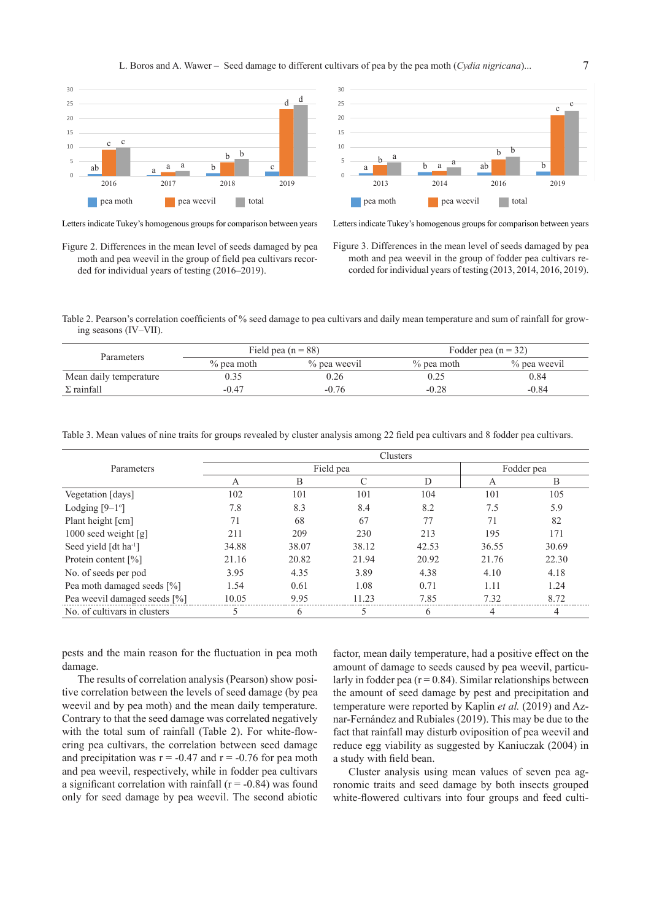Letters indicate Tukey's homogenous groups for comparison between years

Figure 2. Differences in the mean level of seeds damaged by pea moth and pea weevil in the group of field pea cultivars recorded for individual years of testing (2016–2019).

Letters indicate Tukey's homogenous groups for comparison between years

Figure 3. Differences in the mean level of seeds damaged by pea moth and pea weevil in the group of fodder pea cultivars recorded for individual years of testing (2013, 2014, 2016, 2019).

Table 2. Pearson's correlation coefficients of % seed damage to pea cultivars and daily mean temperature and sum of rainfall for growing seasons (IV–VII).

| Parameters | Field pea (n = 88) | | Fodder pea (n = 32) | |
|---|---|---|---|---|
| | % pea moth | % pea weevil | % pea moth | % pea weevil |
| Mean daily temperature | 0.35 | 0.26 | 0.25 | 0.84 |
| Σ rainfall | -0.47 | -0.76 | -0.28 | -0.84 |

Table 3. Mean values of nine traits for groups revealed by cluster analysis among 22 field pea cultivars and 8 fodder pea cultivars.

| Parameters | Clusters | | | | | |
|---|---|---|---|---|---|---|
| | Field pea | | | | Fodder pea | |
| | A | B | C | D | A | B |
| Vegetation [days] | 102 | 101 | 101 | 104 | 101 | 105 |
| Lodging [9–1°] | 7.8 | 8.3 | 8.4 | 8.2 | 7.5 | 5.9 |
| Plant height [cm] | 71 | 68 | 67 | 77 | 71 | 82 |
| 1000 seed weight [g] | 211 | 209 | 230 | 213 | 195 | 171 |
| Seed yield [dt ha$^{-1}$] | 34.88 | 38.07 | 38.12 | 42.53 | 36.55 | 30.69 |
| Protein content [%] | 21.16 | 20.82 | 21.94 | 20.92 | 21.76 | 22.30 |
| No. of seeds per pod | 3.95 | 4.35 | 3.89 | 4.38 | 4.10 | 4.18 |
| Pea moth damaged seeds [%] | 1.54 | 0.61 | 1.08 | 0.71 | 1.11 | 1.24 |
| Pea weevil damaged seeds [%] | 10.05 | 9.95 | 11.23 | 7.85 | 7.32 | 8.72 |
| No. of cultivars in clusters | 5 | 6 | 5 | 6 | 4 | 4 |

pests and the main reason for the fluctuation in pea moth damage.

The results of correlation analysis (Pearson) show positive correlation between the levels of seed damage (by pea weevil and by pea moth) and the mean daily temperature. Contrary to that the seed damage was correlated negatively with the total sum of rainfall (Table 2). For white-flowering pea cultivars, the correlation between seed damage and precipitation was $r = -0.47$ and $r = -0.76$ for pea moth and pea weevil, respectively, while in fodder pea cultivars a significant correlation with rainfall ($r = -0.84$) was found only for seed damage by pea weevil. The second abiotic factor, mean daily temperature, had a positive effect on the amount of damage to seeds caused by pea weevil, particularly in fodder pea ($r = 0.84$). Similar relationships between the amount of seed damage by pest and precipitation and temperature were reported by Kaplin *et al.* (2019) and Aznar-Fernández and Rubiales (2019). This may be due to the fact that rainfall may disturb oviposition of pea weevil and reduce egg viability as suggested by Kaniuczak (2004) in a study with field bean.

Cluster analysis using mean values of seven pea agronomic traits and seed damage by both insects grouped white-flowered cultivars into four groups and feed culti-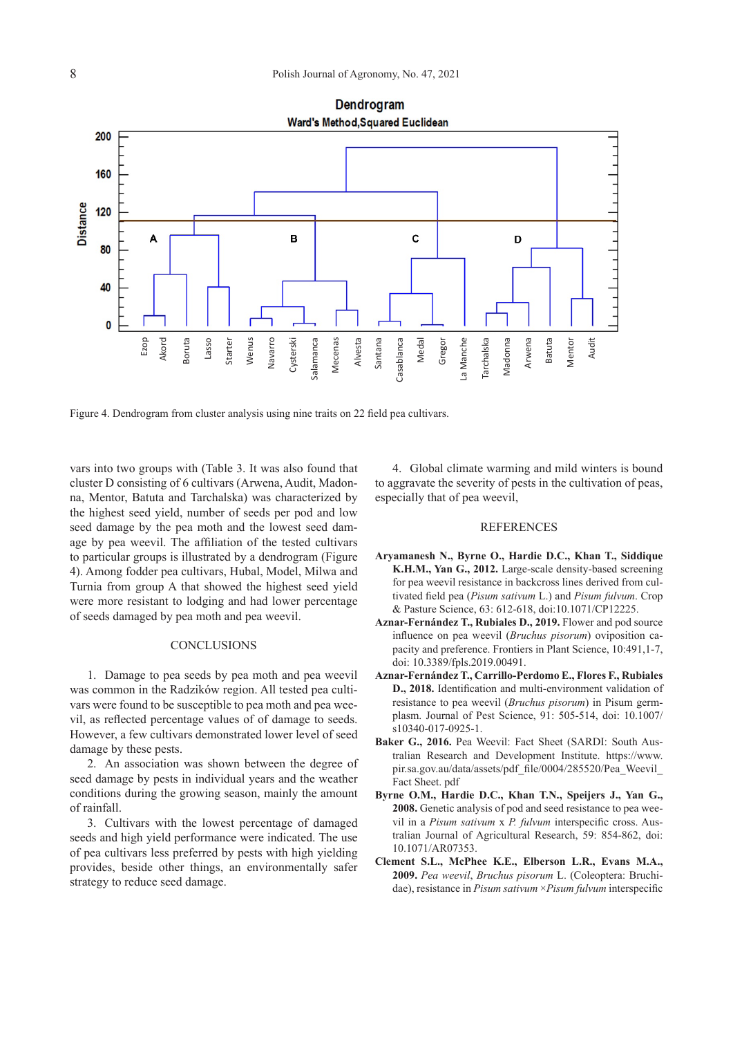Figure 4. Dendrogram from cluster analysis using nine traits on 22 field pea cultivars.

vars into two groups with (Table 3. It was also found that cluster D consisting of 6 cultivars (Arwena, Audit, Madonna, Mentor, Batuta and Tarchalska) was characterized by the highest seed yield, number of seeds per pod and low seed damage by the pea moth and the lowest seed damage by pea weevil. The affiliation of the tested cultivars to particular groups is illustrated by a dendrogram (Figure 4). Among fodder pea cultivars, Hubal, Model, Milwa and Turnia from group A that showed the highest seed yield were more resistant to lodging and had lower percentage of seeds damaged by pea moth and pea weevil.

## CONCLUSIONS

1. Damage to pea seeds by pea moth and pea weevil was common in the Radzików region. All tested pea cultivars were found to be susceptible to pea moth and pea weevil, as reflected percentage values of of damage to seeds. However, a few cultivars demonstrated lower level of seed damage by these pests.
2. An association was shown between the degree of seed damage by pests in individual years and the weather conditions during the growing season, mainly the amount of rainfall.
3. Cultivars with the lowest percentage of damaged seeds and high yield performance were indicated. The use of pea cultivars less preferred by pests with high yielding provides, beside other things, an environmentally safer strategy to reduce seed damage.
4. Global climate warming and mild winters is bound to aggravate the severity of pests in the cultivation of peas, especially that of pea weevil,

## REFERENCES

**Aryamanesh N., Byrne O., Hardie D.C., Khan T., Siddique K.H.M., Yan G., 2012.** Large-scale density-based screening for pea weevil resistance in backcross lines derived from cultivated field pea (*Pisum sativum* L.) and *Pisum fulvum*. Crop & Pasture Science, 63: 612-618, doi:10.1071/CP12225.

**Aznar-Fernández T., Rubiales D., 2019.** Flower and pod source influence on pea weevil (*Bruchus pisorum*) oviposition capacity and preference. Frontiers in Plant Science, 10:491,1-7, doi: 10.3389/fpls.2019.00491.

**Aznar-Fernández T., Carrillo-Perdomo E., Flores F., Rubiales D., 2018.** Identification and multi-environment validation of resistance to pea weevil (*Bruchus pisorum*) in Pisum germplasm. Journal of Pest Science, 91: 505-514, doi: 10.1007/s10340-017-0925-1.

**Baker G., 2016.** Pea Weevil: Fact Sheet (SARDI: South Australian Research and Development Institute. https://www.pir.sa.gov.au/data/assets/pdf_file/0004/285520/Pea_Weevil_Fact Sheet. pdf

**Byrne O.M., Hardie D.C., Khan T.N., Speijers J., Yan G., 2008.** Genetic analysis of pod and seed resistance to pea weevil in a *Pisum sativum* x *P. fulvum* interspecific cross. Australian Journal of Agricultural Research, 59: 854-862, doi: 10.1071/AR07353.

**Clement S.L., McPhee K.E., Elberson L.R., Evans M.A., 2009.** *Pea weevil*, *Bruchus pisorum* L. (Coleoptera: Bruchidae), resistance in *Pisum sativum* ×*Pisum fulvum* interspecific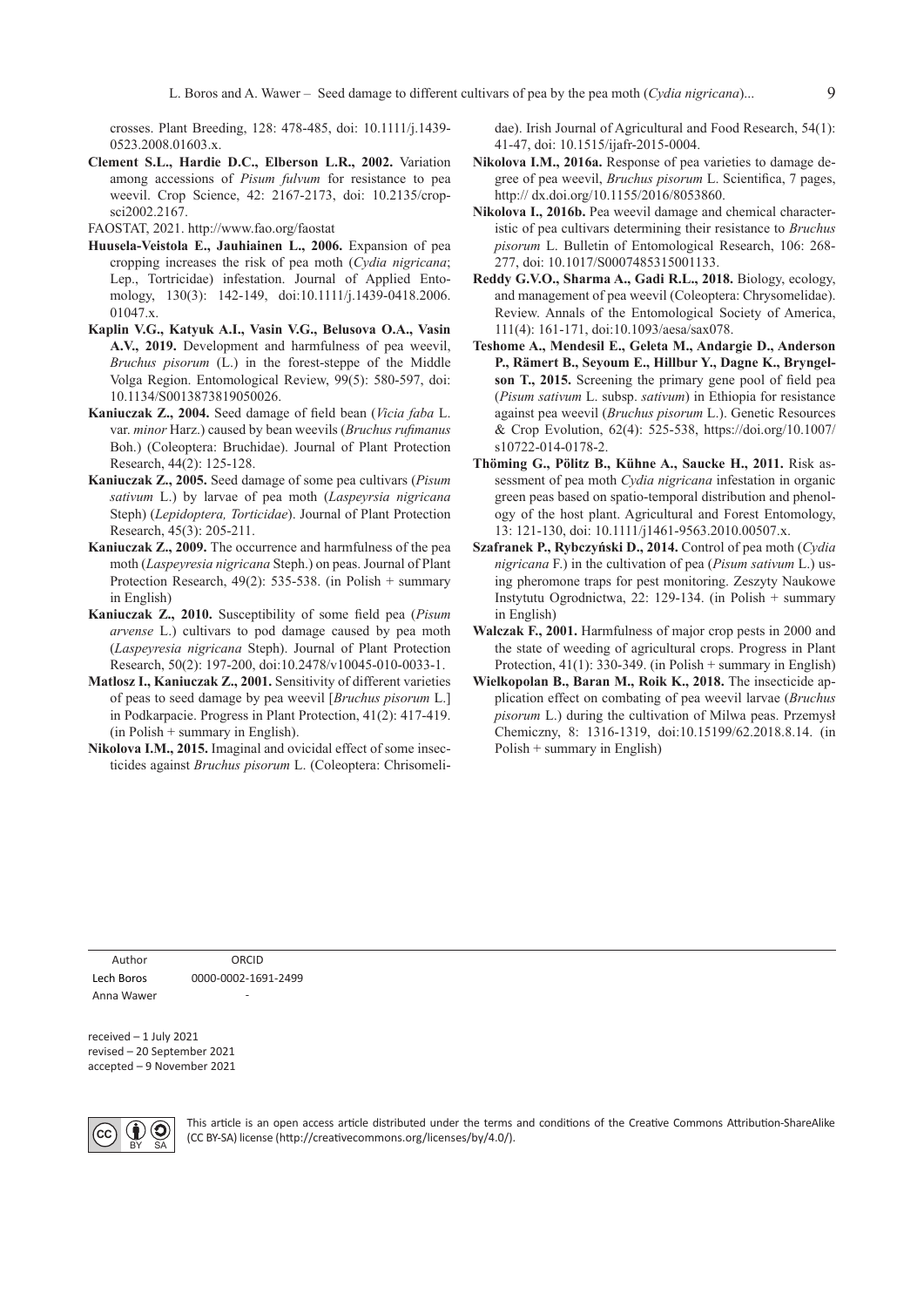crosses. Plant Breeding, 128: 478-485, doi: 10.1111/j.1439-0523.2008.01603.x.

**Clement S.L., Hardie D.C., Elberson L.R., 2002.** Variation among accessions of *Pisum fulvum* for resistance to pea weevil. Crop Science, 42: 2167-2173, doi: 10.2135/cropsci2002.2167.

FAOSTAT, 2021. http://www.fao.org/faostat

**Huusela-Veistola E., Jauhiainen L., 2006.** Expansion of pea cropping increases the risk of pea moth (*Cydia nigricana*; Lep., Tortricidae) infestation. Journal of Applied Entomology, 130(3): 142-149, doi:10.1111/j.1439-0418.2006.01047.x.

**Kaplin V.G., Katyuk A.I., Vasin V.G., Belusova O.A., Vasin A.V., 2019.** Development and harmfulness of pea weevil, *Bruchus pisorum* (L.) in the forest-steppe of the Middle Volga Region. Entomological Review, 99(5): 580-597, doi: 10.1134/S0013873819050026.

**Kaniuczak Z., 2004.** Seed damage of field bean (*Vicia faba* L. var. *minor* Harz.) caused by bean weevils (*Bruchus rufimanus* Boh.) (Coleoptera: Bruchidae). Journal of Plant Protection Research, 44(2): 125-128.

**Kaniuczak Z., 2005.** Seed damage of some pea cultivars (*Pisum sativum* L.) by larvae of pea moth (*Laspeyrsia nigricana* Steph) (*Lepidoptera, Torticidae*). Journal of Plant Protection Research, 45(3): 205-211.

**Kaniuczak Z., 2009.** The occurrence and harmfulness of the pea moth (*Laspeyresia nigricana* Steph.) on peas. Journal of Plant Protection Research, 49(2): 535-538. (in Polish + summary in English)

**Kaniuczak Z., 2010.** Susceptibility of some field pea (*Pisum arvense* L.) cultivars to pod damage caused by pea moth (*Laspeyresia nigricana* Steph). Journal of Plant Protection Research, 50(2): 197-200, doi:10.2478/v10045-010-0033-1.

**Matłosz I., Kaniuczak Z., 2001.** Sensitivity of different varieties of peas to seed damage by pea weevil [*Bruchus pisorum* L.] in Podkarpacie. Progress in Plant Protection, 41(2): 417-419. (in Polish + summary in English).

**Nikolova I.M., 2015.** Imaginal and ovicidal effect of some insecticides against *Bruchus pisorum* L. (Coleoptera: Chrisomelidae). Irish Journal of Agricultural and Food Research, 54(1): 41-47, doi: 10.1515/ijafr-2015-0004.

**Nikolova I.M., 2016a.** Response of pea varieties to damage degree of pea weevil, *Bruchus pisorum* L. Scientifica, 7 pages, http:// dx.doi.org/10.1155/2016/8053860.

**Nikolova I., 2016b.** Pea weevil damage and chemical characteristic of pea cultivars determining their resistance to *Bruchus pisorum* L. Bulletin of Entomological Research, 106: 268-277, doi: 10.1017/S0007485315001133.

**Reddy G.V.O., Sharma A., Gadi R.L., 2018.** Biology, ecology, and management of pea weevil (Coleoptera: Chrysomelidae). Review. Annals of the Entomological Society of America, 111(4): 161-171, doi:10.1093/aesa/sax078.

**Teshome A., Mendesil E., Geleta M., Andargie D., Anderson P., Rämert B., Seyoum E., Hillbur Y., Dagne K., Bryngelson T., 2015.** Screening the primary gene pool of field pea (*Pisum sativum* L. subsp. *sativum*) in Ethiopia for resistance against pea weevil (*Bruchus pisorum* L.). Genetic Resources & Crop Evolution, 62(4): 525-538, https://doi.org/10.1007/s10722-014-0178-2.

**Thöming G., Pölitz B., Kühne A., Saucke H., 2011.** Risk assessment of pea moth *Cydia nigricana* infestation in organic green peas based on spatio-temporal distribution and phenology of the host plant. Agricultural and Forest Entomology, 13: 121-130, doi: 10.1111/j1461-9563.2010.00507.x.

**Szafranek P., Rybczyński D., 2014.** Control of pea moth (*Cydia nigricana* F.) in the cultivation of pea (*Pisum sativum* L.) using pheromone traps for pest monitoring. Zeszyty Naukowe Instytutu Ogrodnictwa, 22: 129-134. (in Polish + summary in English)

**Walczak F., 2001.** Harmfulness of major crop pests in 2000 and the state of weeding of agricultural crops. Progress in Plant Protection, 41(1): 330-349. (in Polish + summary in English)

**Wielkopolan B., Baran M., Roik K., 2018.** The insecticide application effect on combating of pea weevil larvae (*Bruchus pisorum* L.) during the cultivation of Milwa peas. Przemysł Chemiczny, 8: 1316-1319, doi:10.15199/62.2018.8.14. (in Polish + summary in English)

| Author | ORCID |
|---|---|
| Lech Boros | 0000-0002-1691-2499 |
| Anna Wawer | - |

received – 1 July 2021
revised – 20 September 2021
accepted – 9 November 2021

This article is an open access article distributed under the terms and conditions of the Creative Commons Attribution-ShareAlike (CC BY-SA) license (http://creativecommons.org/licenses/by/4.0/).